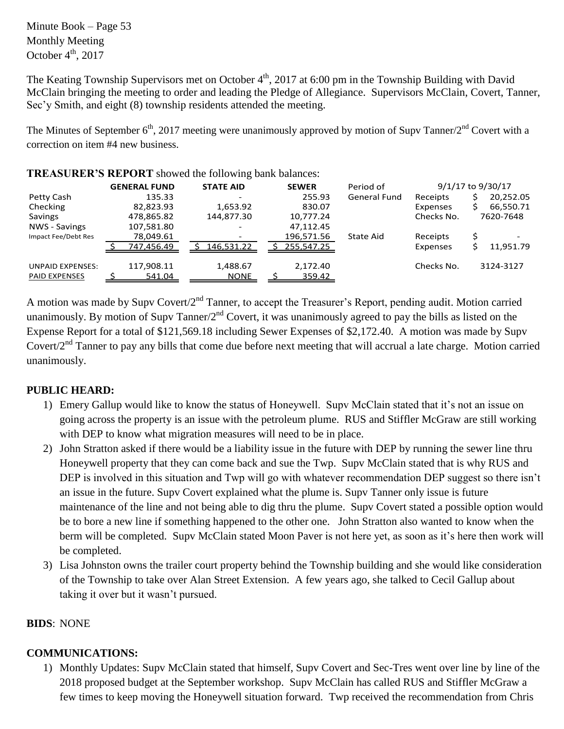Minute Book – Page 53
Monthly Meeting
October 4th, 2017

The Keating Township Supervisors met on October 4th, 2017 at 6:00 pm in the Township Building with David McClain bringing the meeting to order and leading the Pledge of Allegiance. Supervisors McClain, Covert, Tanner, Sec'y Smith, and eight (8) township residents attended the meeting.

The Minutes of September 6th, 2017 meeting were unanimously approved by motion of Supv Tanner/2nd Covert with a correction on item #4 new business.

**TREASURER'S REPORT** showed the following bank balances:

| | GENERAL FUND | STATE AID | SEWER | Period of | 9/1/17 to 9/30/17 | |
|---|---|---|---|---|---|---|
| Petty Cash | 135.33 | - | 255.93 | General Fund | Receipts | $ 20,252.05 |
| Checking | 82,823.93 | 1,653.92 | 830.07 | | Expenses | $ 66,550.71 |
| Savings | 478,865.82 | 144,877.30 | 10,777.24 | | Checks No. | 7620-7648 |
| NWS - Savings | 107,581.80 | - | 47,112.45 | | | |
| Impact Fee/Debt Res | 78,049.61 | - | 196,571.56 | State Aid | Receipts | $ - |
| | $ 747,456.49 | $ 146,531.22 | $ 255,547.25 | | Expenses | $ 11,951.79 |
| UNPAID EXPENSES: | 117,908.11 | 1,488.67 | 2,172.40 | | Checks No. | 3124-3127 |
| PAID EXPENSES | $ 541.04 | NONE | $ 359.42 | | | |

A motion was made by Supv Covert/2nd Tanner, to accept the Treasurer's Report, pending audit. Motion carried unanimously. By motion of Supv Tanner/2nd Covert, it was unanimously agreed to pay the bills as listed on the Expense Report for a total of $121,569.18 including Sewer Expenses of $2,172.40. A motion was made by Supv Covert/2nd Tanner to pay any bills that come due before next meeting that will accrual a late charge. Motion carried unanimously.

**PUBLIC HEARD:**

1) Emery Gallup would like to know the status of Honeywell. Supv McClain stated that it's not an issue on going across the property is an issue with the petroleum plume. RUS and Stiffler McGraw are still working with DEP to know what migration measures will need to be in place.
2) John Stratton asked if there would be a liability issue in the future with DEP by running the sewer line thru Honeywell property that they can come back and sue the Twp. Supv McClain stated that is why RUS and DEP is involved in this situation and Twp will go with whatever recommendation DEP suggest so there isn't an issue in the future. Supv Covert explained what the plume is. Supv Tanner only issue is future maintenance of the line and not being able to dig thru the plume. Supv Covert stated a possible option would be to bore a new line if something happened to the other one. John Stratton also wanted to know when the berm will be completed. Supv McClain stated Moon Paver is not here yet, as soon as it's here then work will be completed.
3) Lisa Johnston owns the trailer court property behind the Township building and she would like consideration of the Township to take over Alan Street Extension. A few years ago, she talked to Cecil Gallup about taking it over but it wasn't pursued.

**BIDS**: NONE

**COMMUNICATIONS:**

1) Monthly Updates: Supv McClain stated that himself, Supv Covert and Sec-Tres went over line by line of the 2018 proposed budget at the September workshop. Supv McClain has called RUS and Stiffler McGraw a few times to keep moving the Honeywell situation forward. Twp received the recommendation from Chris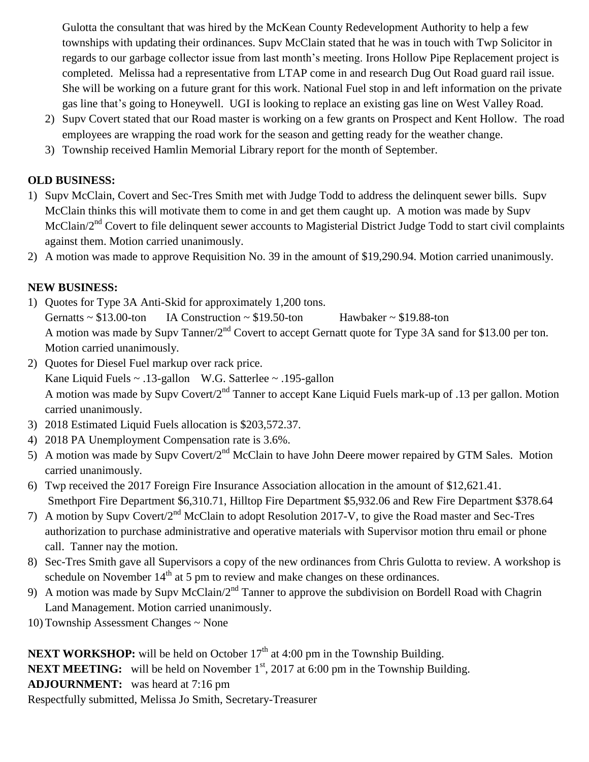Gulotta the consultant that was hired by the McKean County Redevelopment Authority to help a few townships with updating their ordinances. Supv McClain stated that he was in touch with Twp Solicitor in regards to our garbage collector issue from last month's meeting. Irons Hollow Pipe Replacement project is completed. Melissa had a representative from LTAP come in and research Dug Out Road guard rail issue. She will be working on a future grant for this work. National Fuel stop in and left information on the private gas line that's going to Honeywell. UGI is looking to replace an existing gas line on West Valley Road.

2) Supv Covert stated that our Road master is working on a few grants on Prospect and Kent Hollow. The road employees are wrapping the road work for the season and getting ready for the weather change.
3) Township received Hamlin Memorial Library report for the month of September.

**OLD BUSINESS:**

1) Supv McClain, Covert and Sec-Tres Smith met with Judge Todd to address the delinquent sewer bills. Supv McClain thinks this will motivate them to come in and get them caught up. A motion was made by Supv McClain/2nd Covert to file delinquent sewer accounts to Magisterial District Judge Todd to start civil complaints against them. Motion carried unanimously.
2) A motion was made to approve Requisition No. 39 in the amount of $19,290.94. Motion carried unanimously.

**NEW BUSINESS:**

1) Quotes for Type 3A Anti-Skid for approximately 1,200 tons.
   Gernatts ~ $13.00-ton IA Construction ~ $19.50-ton Hawbaker ~ $19.88-ton
   A motion was made by Supv Tanner/2nd Covert to accept Gernatt quote for Type 3A sand for $13.00 per ton. Motion carried unanimously.
2) Quotes for Diesel Fuel markup over rack price.
   Kane Liquid Fuels ~ .13-gallon W.G. Satterlee ~ .195-gallon
   A motion was made by Supv Covert/2nd Tanner to accept Kane Liquid Fuels mark-up of .13 per gallon. Motion carried unanimously.
3) 2018 Estimated Liquid Fuels allocation is $203,572.37.
4) 2018 PA Unemployment Compensation rate is 3.6%.
5) A motion was made by Supv Covert/2nd McClain to have John Deere mower repaired by GTM Sales. Motion carried unanimously.
6) Twp received the 2017 Foreign Fire Insurance Association allocation in the amount of $12,621.41.
   Smethport Fire Department $6,310.71, Hilltop Fire Department $5,932.06 and Rew Fire Department $378.64
7) A motion by Supv Covert/2nd McClain to adopt Resolution 2017-V, to give the Road master and Sec-Tres authorization to purchase administrative and operative materials with Supervisor motion thru email or phone call. Tanner nay the motion.
8) Sec-Tres Smith gave all Supervisors a copy of the new ordinances from Chris Gulotta to review. A workshop is schedule on November 14th at 5 pm to review and make changes on these ordinances.
9) A motion was made by Supv McClain/2nd Tanner to approve the subdivision on Bordell Road with Chagrin Land Management. Motion carried unanimously.
10) Township Assessment Changes ~ None

**NEXT WORKSHOP:** will be held on October 17th at 4:00 pm in the Township Building.

**NEXT MEETING:** will be held on November 1st, 2017 at 6:00 pm in the Township Building.

**ADJOURNMENT:** was heard at 7:16 pm

Respectfully submitted, Melissa Jo Smith, Secretary-Treasurer